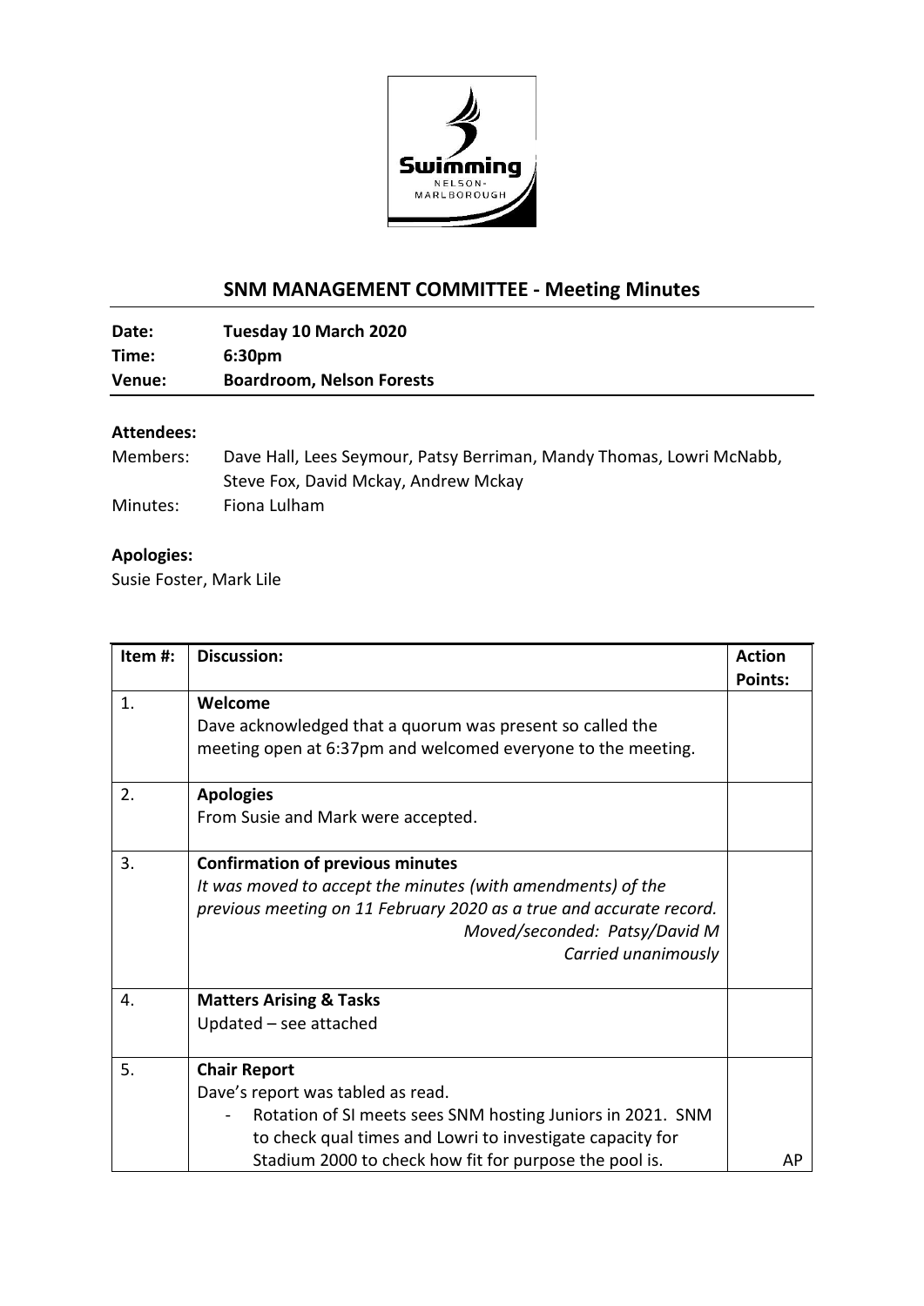## SNM MANAGEMENT COMMITTEE - Meeting Minutes

**Date:** **Tuesday 10 March 2020**
**Time:** **6:30pm**
**Venue:** **Boardroom, Nelson Forests**

**Attendees:**

Members: Dave Hall, Lees Seymour, Patsy Berriman, Mandy Thomas, Lowri McNabb, Steve Fox, David Mckay, Andrew Mckay

Minutes: Fiona Lulham

**Apologies:**

Susie Foster, Mark Lile

| Item #: | Discussion: | Action Points: |
|---|---|---|
| 1. | **Welcome**<br>Dave acknowledged that a quorum was present so called the meeting open at 6:37pm and welcomed everyone to the meeting. | |
| 2. | **Apologies**<br>From Susie and Mark were accepted. | |
| 3. | **Confirmation of previous minutes**<br>*It was moved to accept the minutes (with amendments) of the previous meeting on 11 February 2020 as a true and accurate record.*<br>*Moved/seconded: Patsy/David M*<br>*Carried unanimously* | |
| 4. | **Matters Arising & Tasks**<br>Updated – see attached | |
| 5. | **Chair Report**<br>Dave's report was tabled as read.<br>- Rotation of SI meets sees SNM hosting Juniors in 2021. SNM to check qual times and Lowri to investigate capacity for Stadium 2000 to check how fit for purpose the pool is. | AP |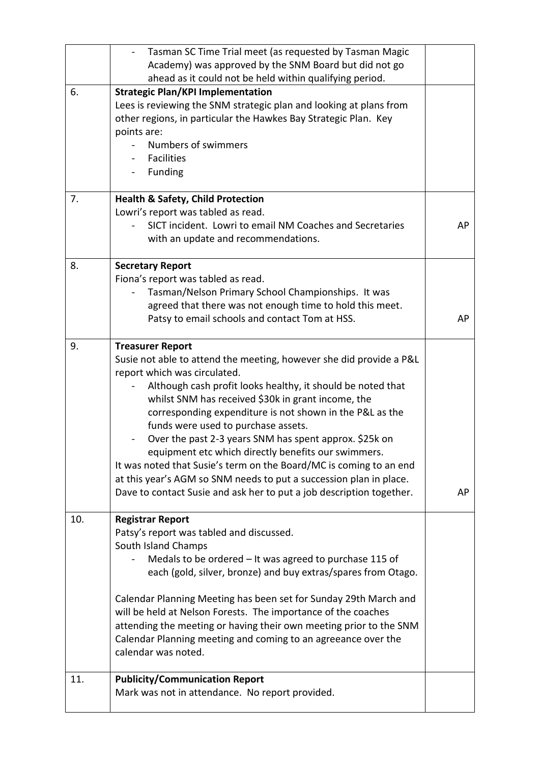| | | |
|---|---|---|
| | - Tasman SC Time Trial meet (as requested by Tasman Magic Academy) was approved by the SNM Board but did not go ahead as it could not be held within qualifying period. | |
| 6. | **Strategic Plan/KPI Implementation**<br>Lees is reviewing the SNM strategic plan and looking at plans from other regions, in particular the Hawkes Bay Strategic Plan. Key points are:<br>- Numbers of swimmers<br>- Facilities<br>- Funding | |
| 7. | **Health & Safety, Child Protection**<br>Lowri's report was tabled as read.<br>- SICT incident. Lowri to email NM Coaches and Secretaries with an update and recommendations. | AP |
| 8. | **Secretary Report**<br>Fiona's report was tabled as read.<br>- Tasman/Nelson Primary School Championships. It was agreed that there was not enough time to hold this meet. Patsy to email schools and contact Tom at HSS. | AP |
| 9. | **Treasurer Report**<br>Susie not able to attend the meeting, however she did provide a P&L report which was circulated.<br>- Although cash profit looks healthy, it should be noted that whilst SNM has received $30k in grant income, the corresponding expenditure is not shown in the P&L as the funds were used to purchase assets.<br>- Over the past 2-3 years SNM has spent approx. $25k on equipment etc which directly benefits our swimmers.<br>It was noted that Susie's term on the Board/MC is coming to an end at this year's AGM so SNM needs to put a succession plan in place. Dave to contact Susie and ask her to put a job description together. | AP |
| 10. | **Registrar Report**<br>Patsy's report was tabled and discussed.<br>South Island Champs<br>- Medals to be ordered – It was agreed to purchase 115 of each (gold, silver, bronze) and buy extras/spares from Otago.<br><br>Calendar Planning Meeting has been set for Sunday 29th March and will be held at Nelson Forests. The importance of the coaches attending the meeting or having their own meeting prior to the SNM Calendar Planning meeting and coming to an agreeance over the calendar was noted. | |
| 11. | **Publicity/Communication Report**<br>Mark was not in attendance. No report provided. | |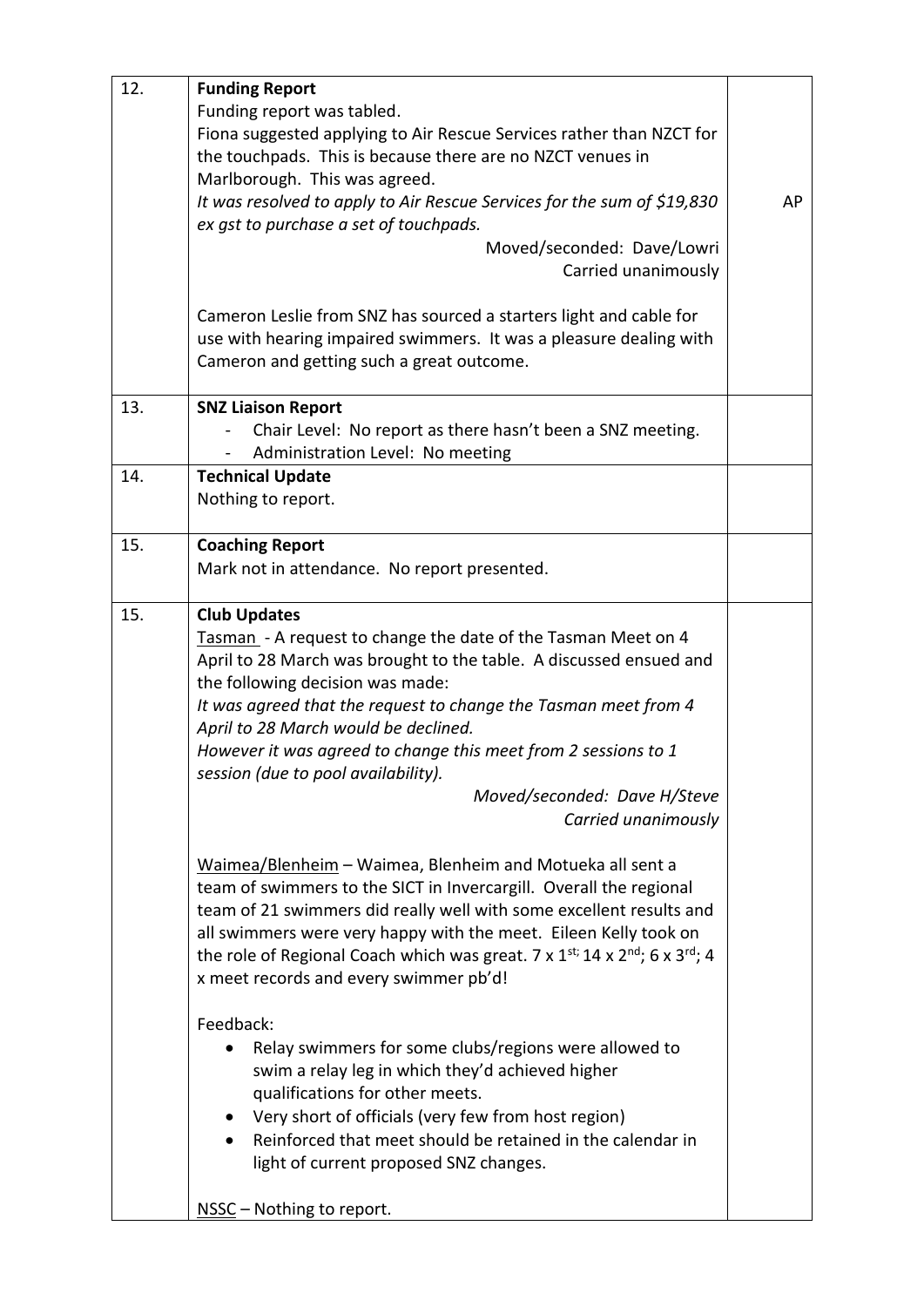| | | |
|---|---|---|
| 12. | **Funding Report**<br>Funding report was tabled.<br>Fiona suggested applying to Air Rescue Services rather than NZCT for the touchpads. This is because there are no NZCT venues in Marlborough. This was agreed.<br>*It was resolved to apply to Air Rescue Services for the sum of $19,830 ex gst to purchase a set of touchpads.*<br>Moved/seconded: Dave/Lowri<br>Carried unanimously<br><br>Cameron Leslie from SNZ has sourced a starters light and cable for use with hearing impaired swimmers. It was a pleasure dealing with Cameron and getting such a great outcome. | AP |
| 13. | **SNZ Liaison Report**<br>- Chair Level: No report as there hasn't been a SNZ meeting.<br>- Administration Level: No meeting | |
| 14. | **Technical Update**<br>Nothing to report. | |
| 15. | **Coaching Report**<br>Mark not in attendance. No report presented. | |
| 15. | **Club Updates**<br>Tasman - A request to change the date of the Tasman Meet on 4 April to 28 March was brought to the table. A discussed ensued and the following decision was made:<br>*It was agreed that the request to change the Tasman meet from 4 April to 28 March would be declined.*<br>*However it was agreed to change this meet from 2 sessions to 1 session (due to pool availability).*<br>*Moved/seconded: Dave H/Steve*<br>*Carried unanimously*<br><br>Waimea/Blenheim – Waimea, Blenheim and Motueka all sent a team of swimmers to the SICT in Invercargill. Overall the regional team of 21 swimmers did really well with some excellent results and all swimmers were very happy with the meet. Eileen Kelly took on the role of Regional Coach which was great. 7 x 1st; 14 x 2nd; 6 x 3rd; 4 x meet records and every swimmer pb'd!<br><br>Feedback:<br>• Relay swimmers for some clubs/regions were allowed to swim a relay leg in which they'd achieved higher qualifications for other meets.<br>• Very short of officials (very few from host region)<br>• Reinforced that meet should be retained in the calendar in light of current proposed SNZ changes.<br><br>NSSC – Nothing to report. | |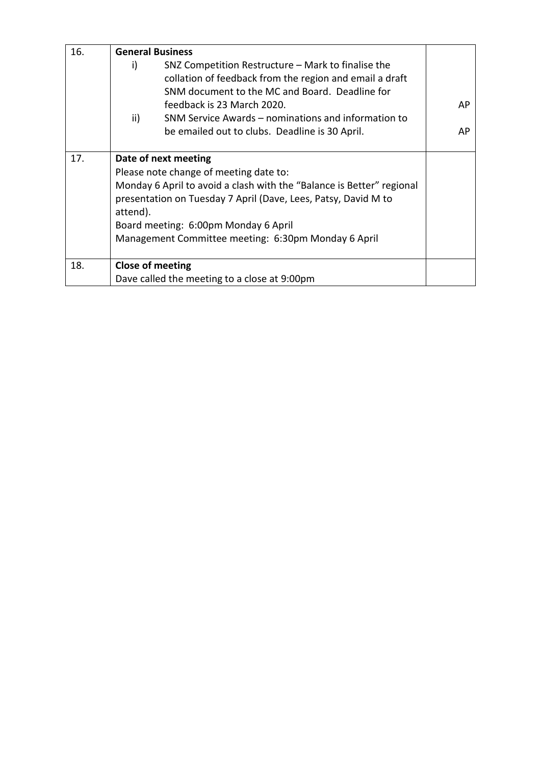| | | |
|---|---|---|
| 16. | **General Business**<br>i) SNZ Competition Restructure – Mark to finalise the collation of feedback from the region and email a draft SNM document to the MC and Board. Deadline for feedback is 23 March 2020.<br>ii) SNM Service Awards – nominations and information to be emailed out to clubs. Deadline is 30 April. | AP<br><br>AP |
| 17. | **Date of next meeting**<br>Please note change of meeting date to:<br>Monday 6 April to avoid a clash with the "Balance is Better" regional presentation on Tuesday 7 April (Dave, Lees, Patsy, David M to attend).<br>Board meeting: 6:00pm Monday 6 April<br>Management Committee meeting: 6:30pm Monday 6 April | |
| 18. | **Close of meeting**<br>Dave called the meeting to a close at 9:00pm | |